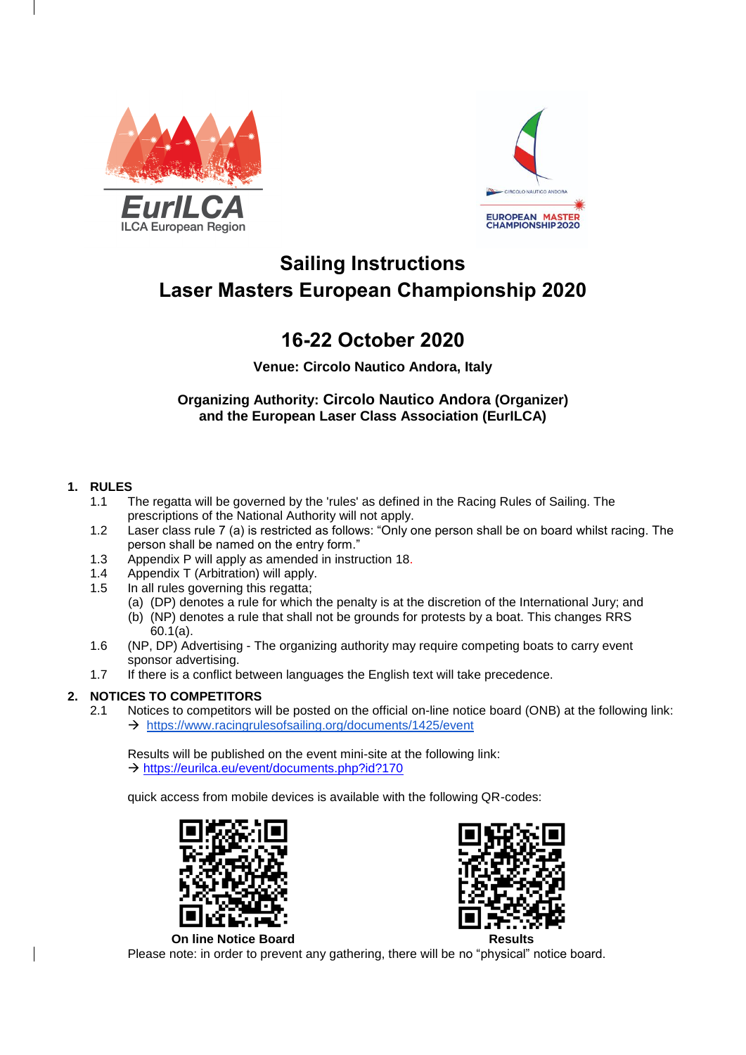EurILCA
ILCA European Region

CIRCOLO NAUTICO ANDORA
EUROPEAN MASTER CHAMPIONSHIP 2020

# Sailing Instructions
# Laser Masters European Championship 2020

## 16-22 October 2020

**Venue: Circolo Nautico Andora, Italy**

**Organizing Authority: Circolo Nautico Andora (Organizer) and the European Laser Class Association (EurILCA)**

## 1. RULES

1.1 The regatta will be governed by the 'rules' as defined in the Racing Rules of Sailing. The prescriptions of the National Authority will not apply.

1.2 Laser class rule 7 (a) is restricted as follows: "Only one person shall be on board whilst racing. The person shall be named on the entry form."

1.3 Appendix P will apply as amended in instruction 18.

1.4 Appendix T (Arbitration) will apply.

1.5 In all rules governing this regatta;
- (a) (DP) denotes a rule for which the penalty is at the discretion of the International Jury; and
- (b) (NP) denotes a rule that shall not be grounds for protests by a boat. This changes RRS 60.1(a).

1.6 (NP, DP) Advertising - The organizing authority may require competing boats to carry event sponsor advertising.

1.7 If there is a conflict between languages the English text will take precedence.

## 2. NOTICES TO COMPETITORS

2.1 Notices to competitors will be posted on the official on-line notice board (ONB) at the following link:
→ https://www.racingrulesofsailing.org/documents/1425/event

Results will be published on the event mini-site at the following link:
→ https://eurilca.eu/event/documents.php?id?170

quick access from mobile devices is available with the following QR-codes:

**On line Notice Board** **Results**

Please note: in order to prevent any gathering, there will be no "physical" notice board.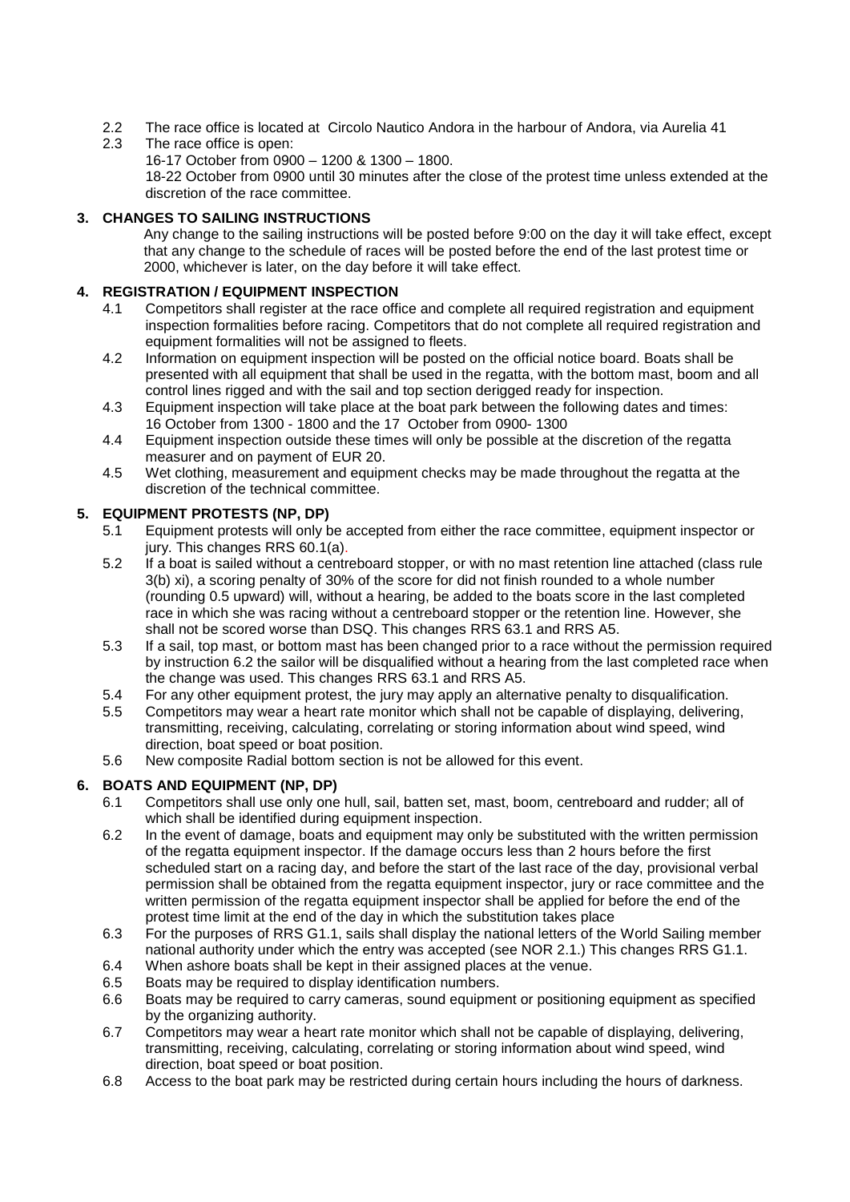2.2 The race office is located at Circolo Nautico Andora in the harbour of Andora, via Aurelia 41

2.3 The race office is open:
16-17 October from 0900 – 1200 & 1300 – 1800.
18-22 October from 0900 until 30 minutes after the close of the protest time unless extended at the discretion of the race committee.

## 3. CHANGES TO SAILING INSTRUCTIONS

Any change to the sailing instructions will be posted before 9:00 on the day it will take effect, except that any change to the schedule of races will be posted before the end of the last protest time or 2000, whichever is later, on the day before it will take effect.

## 4. REGISTRATION / EQUIPMENT INSPECTION

4.1 Competitors shall register at the race office and complete all required registration and equipment inspection formalities before racing. Competitors that do not complete all required registration and equipment formalities will not be assigned to fleets.

4.2 Information on equipment inspection will be posted on the official notice board. Boats shall be presented with all equipment that shall be used in the regatta, with the bottom mast, boom and all control lines rigged and with the sail and top section derigged ready for inspection.

4.3 Equipment inspection will take place at the boat park between the following dates and times:
16 October from 1300 - 1800 and the 17 October from 0900- 1300

4.4 Equipment inspection outside these times will only be possible at the discretion of the regatta measurer and on payment of EUR 20.

4.5 Wet clothing, measurement and equipment checks may be made throughout the regatta at the discretion of the technical committee.

## 5. EQUIPMENT PROTESTS (NP, DP)

5.1 Equipment protests will only be accepted from either the race committee, equipment inspector or jury. This changes RRS 60.1(a).

5.2 If a boat is sailed without a centreboard stopper, or with no mast retention line attached (class rule 3(b) xi), a scoring penalty of 30% of the score for did not finish rounded to a whole number (rounding 0.5 upward) will, without a hearing, be added to the boats score in the last completed race in which she was racing without a centreboard stopper or the retention line. However, she shall not be scored worse than DSQ. This changes RRS 63.1 and RRS A5.

5.3 If a sail, top mast, or bottom mast has been changed prior to a race without the permission required by instruction 6.2 the sailor will be disqualified without a hearing from the last completed race when the change was used. This changes RRS 63.1 and RRS A5.

5.4 For any other equipment protest, the jury may apply an alternative penalty to disqualification.

5.5 Competitors may wear a heart rate monitor which shall not be capable of displaying, delivering, transmitting, receiving, calculating, correlating or storing information about wind speed, wind direction, boat speed or boat position.

5.6 New composite Radial bottom section is not be allowed for this event.

## 6. BOATS AND EQUIPMENT (NP, DP)

6.1 Competitors shall use only one hull, sail, batten set, mast, boom, centreboard and rudder; all of which shall be identified during equipment inspection.

6.2 In the event of damage, boats and equipment may only be substituted with the written permission of the regatta equipment inspector. If the damage occurs less than 2 hours before the first scheduled start on a racing day, and before the start of the last race of the day, provisional verbal permission shall be obtained from the regatta equipment inspector, jury or race committee and the written permission of the regatta equipment inspector shall be applied for before the end of the protest time limit at the end of the day in which the substitution takes place

6.3 For the purposes of RRS G1.1, sails shall display the national letters of the World Sailing member national authority under which the entry was accepted (see NOR 2.1.) This changes RRS G1.1.

6.4 When ashore boats shall be kept in their assigned places at the venue.

6.5 Boats may be required to display identification numbers.

6.6 Boats may be required to carry cameras, sound equipment or positioning equipment as specified by the organizing authority.

6.7 Competitors may wear a heart rate monitor which shall not be capable of displaying, delivering, transmitting, receiving, calculating, correlating or storing information about wind speed, wind direction, boat speed or boat position.

6.8 Access to the boat park may be restricted during certain hours including the hours of darkness.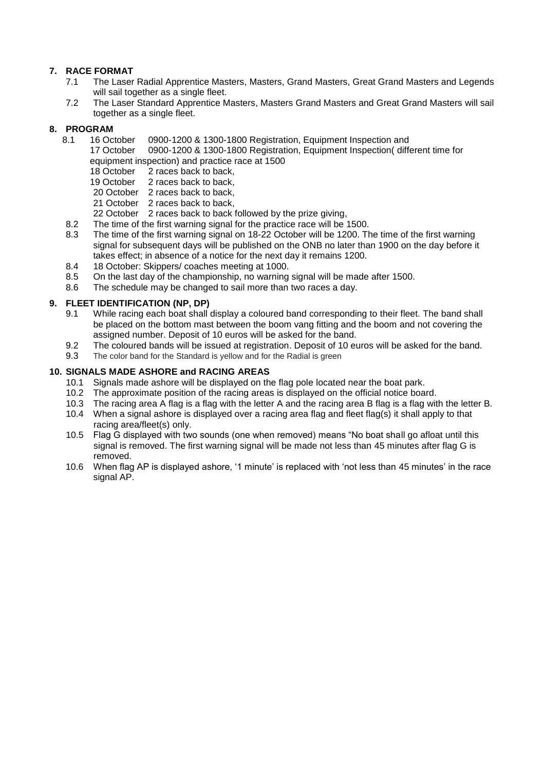## 7. RACE FORMAT

7.1 The Laser Radial Apprentice Masters, Masters, Grand Masters, Great Grand Masters and Legends will sail together as a single fleet.

7.2 The Laser Standard Apprentice Masters, Masters Grand Masters and Great Grand Masters will sail together as a single fleet.

## 8. PROGRAM

8.1 16 October 0900-1200 & 1300-1800 Registration, Equipment Inspection and
17 October 0900-1200 & 1300-1800 Registration, Equipment Inspection( different time for equipment inspection) and practice race at 1500
18 October 2 races back to back,
19 October 2 races back to back,
20 October 2 races back to back,
21 October 2 races back to back,
22 October 2 races back to back followed by the prize giving,

8.2 The time of the first warning signal for the practice race will be 1500.

8.3 The time of the first warning signal on 18-22 October will be 1200. The time of the first warning signal for subsequent days will be published on the ONB no later than 1900 on the day before it takes effect; in absence of a notice for the next day it remains 1200.

8.4 18 October: Skippers/ coaches meeting at 1000.

8.5 On the last day of the championship, no warning signal will be made after 1500.

8.6 The schedule may be changed to sail more than two races a day.

## 9. FLEET IDENTIFICATION (NP, DP)

9.1 While racing each boat shall display a coloured band corresponding to their fleet. The band shall be placed on the bottom mast between the boom vang fitting and the boom and not covering the assigned number. Deposit of 10 euros will be asked for the band.

9.2 The coloured bands will be issued at registration. Deposit of 10 euros will be asked for the band.

9.3 The color band for the Standard is yellow and for the Radial is green

## 10. SIGNALS MADE ASHORE and RACING AREAS

10.1 Signals made ashore will be displayed on the flag pole located near the boat park.

10.2 The approximate position of the racing areas is displayed on the official notice board.

10.3 The racing area A flag is a flag with the letter A and the racing area B flag is a flag with the letter B.

10.4 When a signal ashore is displayed over a racing area flag and fleet flag(s) it shall apply to that racing area/fleet(s) only.

10.5 Flag G displayed with two sounds (one when removed) means "No boat shall go afloat until this signal is removed. The first warning signal will be made not less than 45 minutes after flag G is removed.

10.6 When flag AP is displayed ashore, '1 minute' is replaced with 'not less than 45 minutes' in the race signal AP.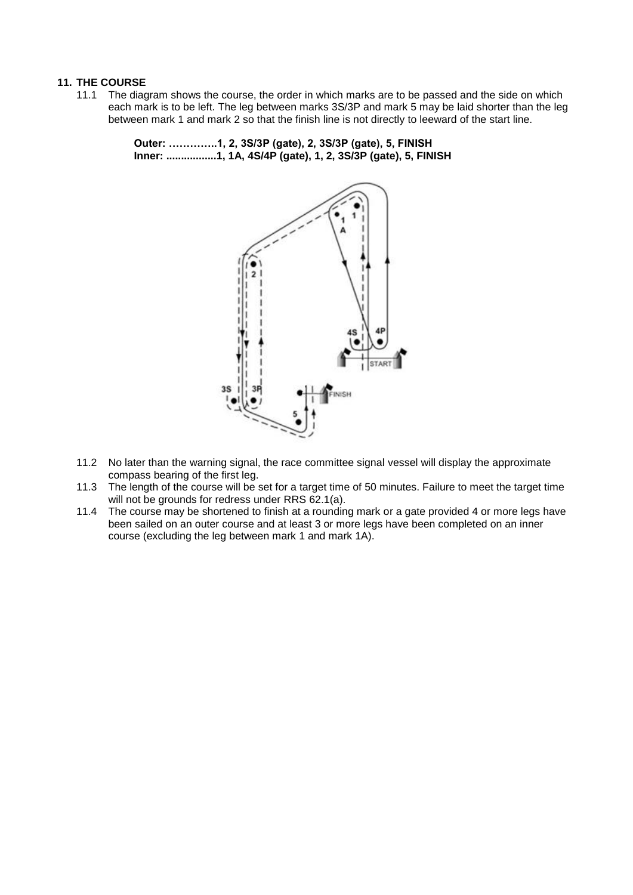## 11. THE COURSE

11.1 The diagram shows the course, the order in which marks are to be passed and the side on which each mark is to be left. The leg between marks 3S/3P and mark 5 may be laid shorter than the leg between mark 1 and mark 2 so that the finish line is not directly to leeward of the start line.

> **Outer: …………..1, 2, 3S/3P (gate), 2, 3S/3P (gate), 5, FINISH**
> **Inner: .................1, 1A, 4S/4P (gate), 1, 2, 3S/3P (gate), 5, FINISH**

11.2 No later than the warning signal, the race committee signal vessel will display the approximate compass bearing of the first leg.

11.3 The length of the course will be set for a target time of 50 minutes. Failure to meet the target time will not be grounds for redress under RRS 62.1(a).

11.4 The course may be shortened to finish at a rounding mark or a gate provided 4 or more legs have been sailed on an outer course and at least 3 or more legs have been completed on an inner course (excluding the leg between mark 1 and mark 1A).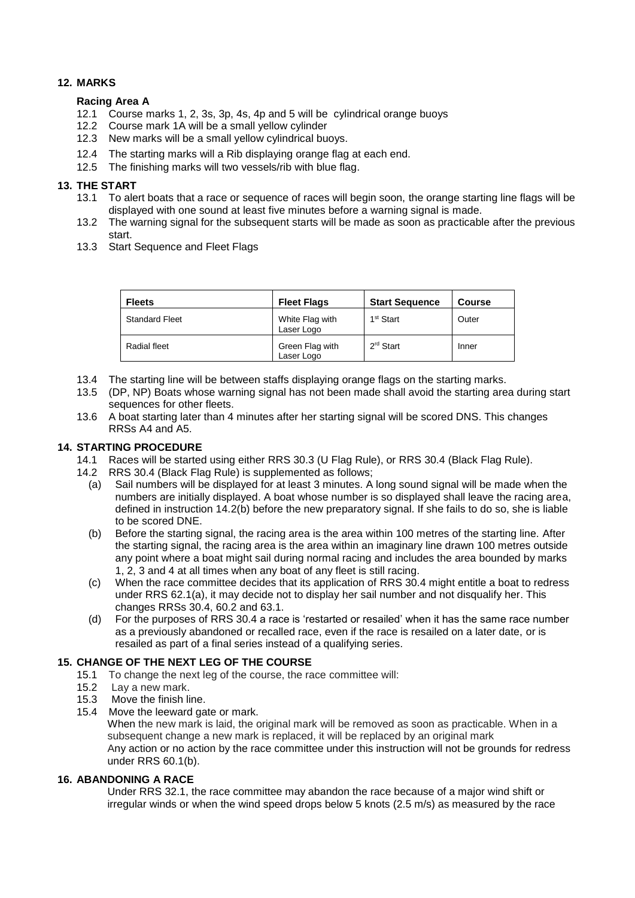## 12. MARKS

**Racing Area A**

12.1 Course marks 1, 2, 3s, 3p, 4s, 4p and 5 will be cylindrical orange buoys

12.2 Course mark 1A will be a small yellow cylinder

12.3 New marks will be a small yellow cylindrical buoys.

12.4 The starting marks will a Rib displaying orange flag at each end.

12.5 The finishing marks will two vessels/rib with blue flag.

## 13. THE START

13.1 To alert boats that a race or sequence of races will begin soon, the orange starting line flags will be displayed with one sound at least five minutes before a warning signal is made.

13.2 The warning signal for the subsequent starts will be made as soon as practicable after the previous start.

13.3 Start Sequence and Fleet Flags

| Fleets | Fleet Flags | Start Sequence | Course |
|---|---|---|---|
| Standard Fleet | White Flag with Laser Logo | 1st Start | Outer |
| Radial fleet | Green Flag with Laser Logo | 2nd Start | Inner |

13.4 The starting line will be between staffs displaying orange flags on the starting marks.

13.5 (DP, NP) Boats whose warning signal has not been made shall avoid the starting area during start sequences for other fleets.

13.6 A boat starting later than 4 minutes after her starting signal will be scored DNS. This changes RRSs A4 and A5.

## 14. STARTING PROCEDURE

14.1 Races will be started using either RRS 30.3 (U Flag Rule), or RRS 30.4 (Black Flag Rule).

14.2 RRS 30.4 (Black Flag Rule) is supplemented as follows;

(a) Sail numbers will be displayed for at least 3 minutes. A long sound signal will be made when the numbers are initially displayed. A boat whose number is so displayed shall leave the racing area, defined in instruction 14.2(b) before the new preparatory signal. If she fails to do so, she is liable to be scored DNE.

(b) Before the starting signal, the racing area is the area within 100 metres of the starting line. After the starting signal, the racing area is the area within an imaginary line drawn 100 metres outside any point where a boat might sail during normal racing and includes the area bounded by marks 1, 2, 3 and 4 at all times when any boat of any fleet is still racing.

(c) When the race committee decides that its application of RRS 30.4 might entitle a boat to redress under RRS 62.1(a), it may decide not to display her sail number and not disqualify her. This changes RRSs 30.4, 60.2 and 63.1.

(d) For the purposes of RRS 30.4 a race is 'restarted or resailed' when it has the same race number as a previously abandoned or recalled race, even if the race is resailed on a later date, or is resailed as part of a final series instead of a qualifying series.

## 15. CHANGE OF THE NEXT LEG OF THE COURSE

15.1 To change the next leg of the course, the race committee will:

15.2 Lay a new mark.

15.3 Move the finish line.

15.4 Move the leeward gate or mark.

When the new mark is laid, the original mark will be removed as soon as practicable. When in a subsequent change a new mark is replaced, it will be replaced by an original mark

Any action or no action by the race committee under this instruction will not be grounds for redress under RRS 60.1(b).

## 16. ABANDONING A RACE

Under RRS 32.1, the race committee may abandon the race because of a major wind shift or irregular winds or when the wind speed drops below 5 knots (2.5 m/s) as measured by the race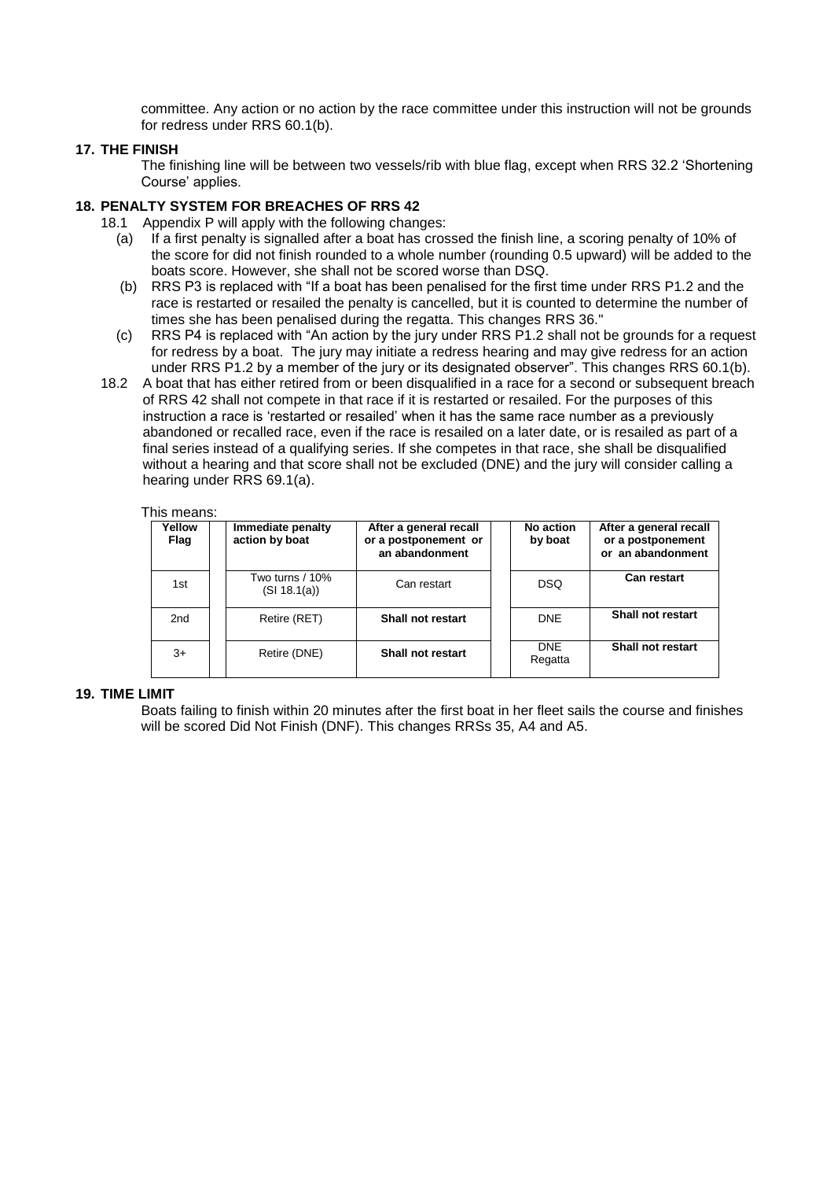committee. Any action or no action by the race committee under this instruction will not be grounds for redress under RRS 60.1(b).

## 17. THE FINISH

The finishing line will be between two vessels/rib with blue flag, except when RRS 32.2 'Shortening Course' applies.

## 18. PENALTY SYSTEM FOR BREACHES OF RRS 42

18.1 Appendix P will apply with the following changes:

(a) If a first penalty is signalled after a boat has crossed the finish line, a scoring penalty of 10% of the score for did not finish rounded to a whole number (rounding 0.5 upward) will be added to the boats score. However, she shall not be scored worse than DSQ.

(b) RRS P3 is replaced with "If a boat has been penalised for the first time under RRS P1.2 and the race is restarted or resailed the penalty is cancelled, but it is counted to determine the number of times she has been penalised during the regatta. This changes RRS 36."

(c) RRS P4 is replaced with "An action by the jury under RRS P1.2 shall not be grounds for a request for redress by a boat. The jury may initiate a redress hearing and may give redress for an action under RRS P1.2 by a member of the jury or its designated observer". This changes RRS 60.1(b).

18.2 A boat that has either retired from or been disqualified in a race for a second or subsequent breach of RRS 42 shall not compete in that race if it is restarted or resailed. For the purposes of this instruction a race is 'restarted or resailed' when it has the same race number as a previously abandoned or recalled race, even if the race is resailed on a later date, or is resailed as part of a final series instead of a qualifying series. If she competes in that race, she shall be disqualified without a hearing and that score shall not be excluded (DNE) and the jury will consider calling a hearing under RRS 69.1(a).

This means:

| Yellow Flag | Immediate penalty action by boat | After a general recall or a postponement or an abandonment | No action by boat | After a general recall or a postponement or an abandonment |
|---|---|---|---|---|
| 1st | Two turns / 10% (SI 18.1(a)) | Can restart | DSQ | **Can restart** |
| 2nd | Retire (RET) | **Shall not restart** | DNE | **Shall not restart** |
| 3+ | Retire (DNE) | **Shall not restart** | DNE Regatta | **Shall not restart** |

## 19. TIME LIMIT

Boats failing to finish within 20 minutes after the first boat in her fleet sails the course and finishes will be scored Did Not Finish (DNF). This changes RRSs 35, A4 and A5.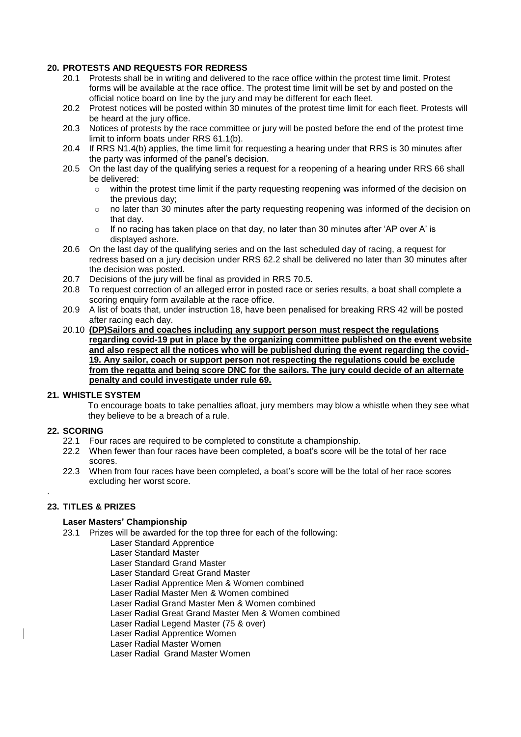## 20. PROTESTS AND REQUESTS FOR REDRESS

20.1 Protests shall be in writing and delivered to the race office within the protest time limit. Protest forms will be available at the race office. The protest time limit will be set by and posted on the official notice board on line by the jury and may be different for each fleet.

20.2 Protest notices will be posted within 30 minutes of the protest time limit for each fleet. Protests will be heard at the jury office.

20.3 Notices of protests by the race committee or jury will be posted before the end of the protest time limit to inform boats under RRS 61.1(b).

20.4 If RRS N1.4(b) applies, the time limit for requesting a hearing under that RRS is 30 minutes after the party was informed of the panel's decision.

20.5 On the last day of the qualifying series a request for a reopening of a hearing under RRS 66 shall be delivered:

- within the protest time limit if the party requesting reopening was informed of the decision on the previous day;
- no later than 30 minutes after the party requesting reopening was informed of the decision on that day.
- If no racing has taken place on that day, no later than 30 minutes after 'AP over A' is displayed ashore.

20.6 On the last day of the qualifying series and on the last scheduled day of racing, a request for redress based on a jury decision under RRS 62.2 shall be delivered no later than 30 minutes after the decision was posted.

20.7 Decisions of the jury will be final as provided in RRS 70.5.

20.8 To request correction of an alleged error in posted race or series results, a boat shall complete a scoring enquiry form available at the race office.

20.9 A list of boats that, under instruction 18, have been penalised for breaking RRS 42 will be posted after racing each day.

20.10 **(DP)Sailors and coaches including any support person must respect the regulations regarding covid-19 put in place by the organizing committee published on the event website and also respect all the notices who will be published during the event regarding the covid-19. Any sailor, coach or support person not respecting the regulations could be exclude from the regatta and being score DNC for the sailors. The jury could decide of an alternate penalty and could investigate under rule 69.**

## 21. WHISTLE SYSTEM

To encourage boats to take penalties afloat, jury members may blow a whistle when they see what they believe to be a breach of a rule.

## 22. SCORING

22.1 Four races are required to be completed to constitute a championship.

22.2 When fewer than four races have been completed, a boat's score will be the total of her race scores.

22.3 When from four races have been completed, a boat's score will be the total of her race scores excluding her worst score.

## 23. TITLES & PRIZES

### Laser Masters' Championship

23.1 Prizes will be awarded for the top three for each of the following:

Laser Standard Apprentice
Laser Standard Master
Laser Standard Grand Master
Laser Standard Great Grand Master
Laser Radial Apprentice Men & Women combined
Laser Radial Master Men & Women combined
Laser Radial Grand Master Men & Women combined
Laser Radial Great Grand Master Men & Women combined
Laser Radial Legend Master (75 & over)
Laser Radial Apprentice Women
Laser Radial Master Women
Laser Radial Grand Master Women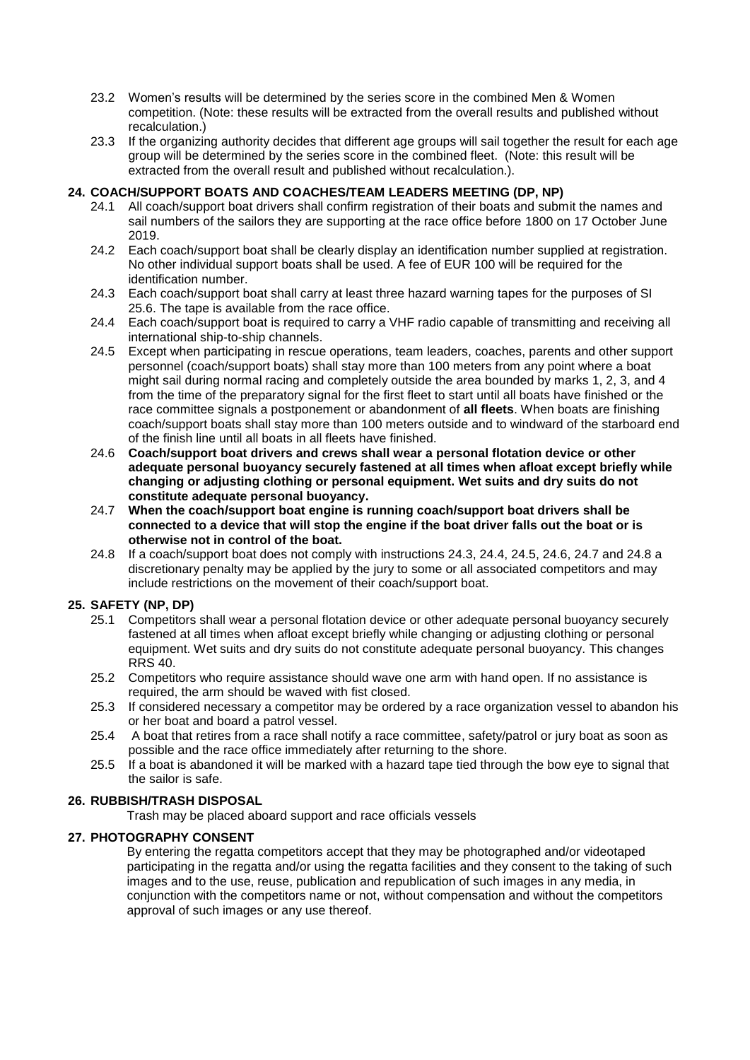23.2 Women's results will be determined by the series score in the combined Men & Women competition. (Note: these results will be extracted from the overall results and published without recalculation.)

23.3 If the organizing authority decides that different age groups will sail together the result for each age group will be determined by the series score in the combined fleet. (Note: this result will be extracted from the overall result and published without recalculation.).

## 24. COACH/SUPPORT BOATS AND COACHES/TEAM LEADERS MEETING (DP, NP)

24.1 All coach/support boat drivers shall confirm registration of their boats and submit the names and sail numbers of the sailors they are supporting at the race office before 1800 on 17 October June 2019.

24.2 Each coach/support boat shall be clearly display an identification number supplied at registration. No other individual support boats shall be used. A fee of EUR 100 will be required for the identification number.

24.3 Each coach/support boat shall carry at least three hazard warning tapes for the purposes of SI 25.6. The tape is available from the race office.

24.4 Each coach/support boat is required to carry a VHF radio capable of transmitting and receiving all international ship-to-ship channels.

24.5 Except when participating in rescue operations, team leaders, coaches, parents and other support personnel (coach/support boats) shall stay more than 100 meters from any point where a boat might sail during normal racing and completely outside the area bounded by marks 1, 2, 3, and 4 from the time of the preparatory signal for the first fleet to start until all boats have finished or the race committee signals a postponement or abandonment of **all fleets**. When boats are finishing coach/support boats shall stay more than 100 meters outside and to windward of the starboard end of the finish line until all boats in all fleets have finished.

24.6 **Coach/support boat drivers and crews shall wear a personal flotation device or other adequate personal buoyancy securely fastened at all times when afloat except briefly while changing or adjusting clothing or personal equipment. Wet suits and dry suits do not constitute adequate personal buoyancy.**

24.7 **When the coach/support boat engine is running coach/support boat drivers shall be connected to a device that will stop the engine if the boat driver falls out the boat or is otherwise not in control of the boat.**

24.8 If a coach/support boat does not comply with instructions 24.3, 24.4, 24.5, 24.6, 24.7 and 24.8 a discretionary penalty may be applied by the jury to some or all associated competitors and may include restrictions on the movement of their coach/support boat.

## 25. SAFETY (NP, DP)

25.1 Competitors shall wear a personal flotation device or other adequate personal buoyancy securely fastened at all times when afloat except briefly while changing or adjusting clothing or personal equipment. Wet suits and dry suits do not constitute adequate personal buoyancy. This changes RRS 40.

25.2 Competitors who require assistance should wave one arm with hand open. If no assistance is required, the arm should be waved with fist closed.

25.3 If considered necessary a competitor may be ordered by a race organization vessel to abandon his or her boat and board a patrol vessel.

25.4 A boat that retires from a race shall notify a race committee, safety/patrol or jury boat as soon as possible and the race office immediately after returning to the shore.

25.5 If a boat is abandoned it will be marked with a hazard tape tied through the bow eye to signal that the sailor is safe.

## 26. RUBBISH/TRASH DISPOSAL

Trash may be placed aboard support and race officials vessels

## 27. PHOTOGRAPHY CONSENT

By entering the regatta competitors accept that they may be photographed and/or videotaped participating in the regatta and/or using the regatta facilities and they consent to the taking of such images and to the use, reuse, publication and republication of such images in any media, in conjunction with the competitors name or not, without compensation and without the competitors approval of such images or any use thereof.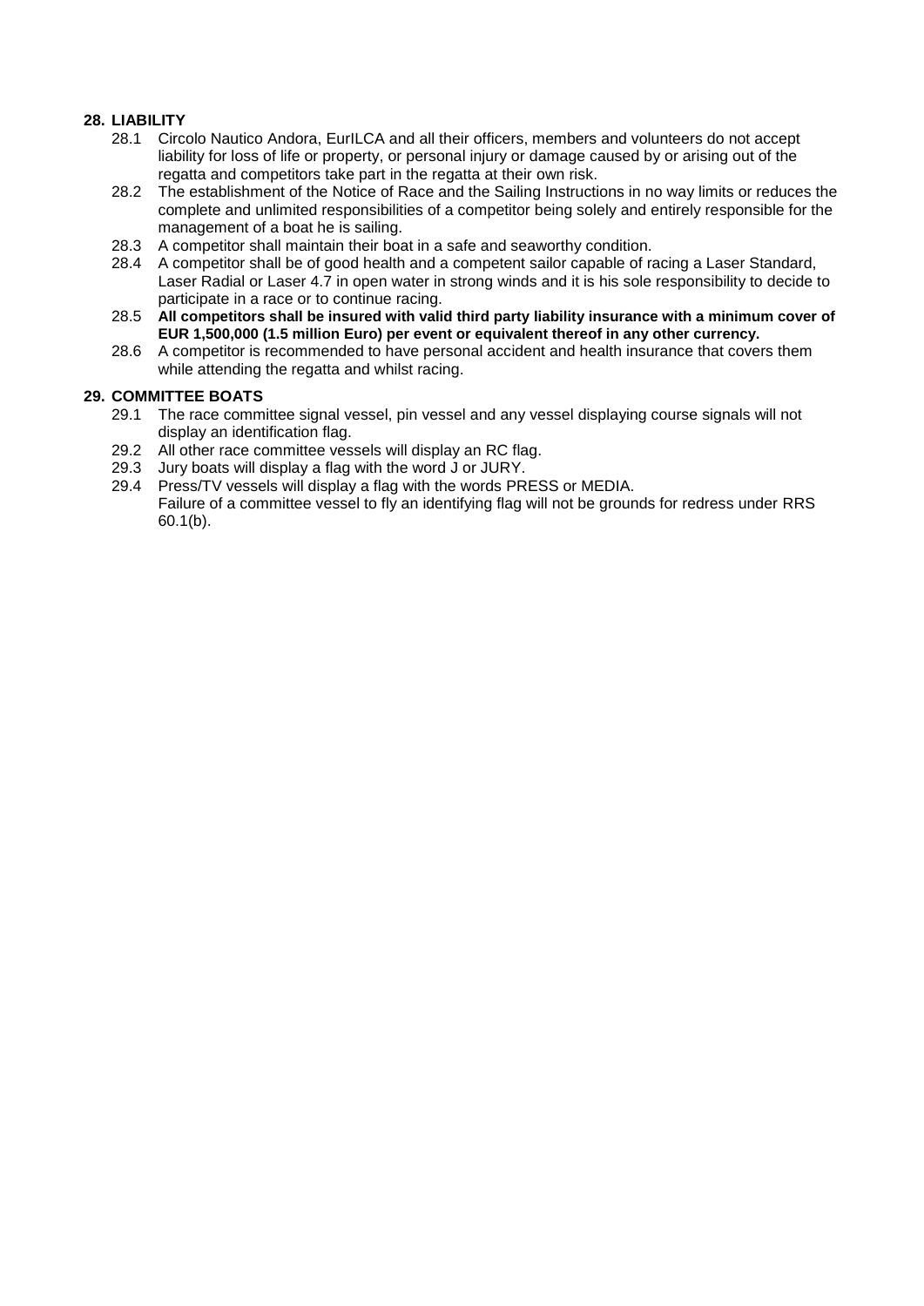## 28. LIABILITY

28.1 Circolo Nautico Andora, EurILCA and all their officers, members and volunteers do not accept liability for loss of life or property, or personal injury or damage caused by or arising out of the regatta and competitors take part in the regatta at their own risk.

28.2 The establishment of the Notice of Race and the Sailing Instructions in no way limits or reduces the complete and unlimited responsibilities of a competitor being solely and entirely responsible for the management of a boat he is sailing.

28.3 A competitor shall maintain their boat in a safe and seaworthy condition.

28.4 A competitor shall be of good health and a competent sailor capable of racing a Laser Standard, Laser Radial or Laser 4.7 in open water in strong winds and it is his sole responsibility to decide to participate in a race or to continue racing.

28.5 **All competitors shall be insured with valid third party liability insurance with a minimum cover of EUR 1,500,000 (1.5 million Euro) per event or equivalent thereof in any other currency.**

28.6 A competitor is recommended to have personal accident and health insurance that covers them while attending the regatta and whilst racing.

## 29. COMMITTEE BOATS

29.1 The race committee signal vessel, pin vessel and any vessel displaying course signals will not display an identification flag.

29.2 All other race committee vessels will display an RC flag.

29.3 Jury boats will display a flag with the word J or JURY.

29.4 Press/TV vessels will display a flag with the words PRESS or MEDIA.
Failure of a committee vessel to fly an identifying flag will not be grounds for redress under RRS 60.1(b).